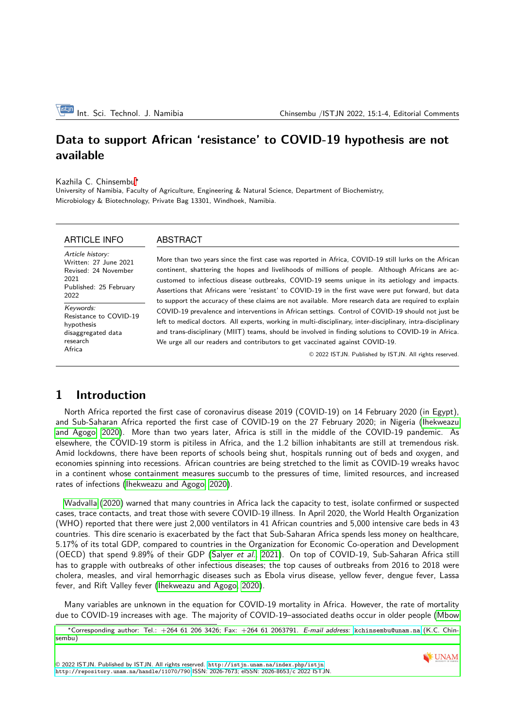# Data to support African 'resistance' to COVID-19 hypothesis are not available

Kazhila C. Chinsembu*

University of Namibia, Faculty of Agriculture, Engineering & Natural Science, Department of Biochemistry, Microbiology & Biotechnology, Private Bag 13301, Windhoek, Namibia.

## ARTICLE INFO

*Article history:*
Written: 27 June 2021
Revised: 24 November 2021
Published: 25 February 2022

*Keywords:*
Resistance to COVID-19 hypothesis
disaggregated data
research
Africa

## ABSTRACT

More than two years since the first case was reported in Africa, COVID-19 still lurks on the African continent, shattering the hopes and livelihoods of millions of people. Although Africans are accustomed to infectious disease outbreaks, COVID-19 seems unique in its aetiology and impacts. Assertions that Africans were 'resistant' to COVID-19 in the first wave were put forward, but data to support the accuracy of these claims are not available. More research data are required to explain COVID-19 prevalence and interventions in African settings. Control of COVID-19 should not just be left to medical doctors. All experts, working in multi-disciplinary, inter-disciplinary, intra-disciplinary and trans-disciplinary (MIIT) teams, should be involved in finding solutions to COVID-19 in Africa. We urge all our readers and contributors to get vaccinated against COVID-19.

© 2022 ISTJN. Published by ISTJN. All rights reserved.

## 1 Introduction

North Africa reported the first case of coronavirus disease 2019 (COVID-19) on 14 February 2020 (in Egypt), and Sub-Saharan Africa reported the first case of COVID-19 on the 27 February 2020; in Nigeria (Ihekweazu and Agogo, 2020). More than two years later, Africa is still in the middle of the COVID-19 pandemic. As elsewhere, the COVID-19 storm is pitiless in Africa, and the 1.2 billion inhabitants are still at tremendous risk. Amid lockdowns, there have been reports of schools being shut, hospitals running out of beds and oxygen, and economies spinning into recessions. African countries are being stretched to the limit as COVID-19 wreaks havoc in a continent whose containment measures succumb to the pressures of time, limited resources, and increased rates of infections (Ihekweazu and Agogo, 2020).

Wadvalla (2020) warned that many countries in Africa lack the capacity to test, isolate confirmed or suspected cases, trace contacts, and treat those with severe COVID-19 illness. In April 2020, the World Health Organization (WHO) reported that there were just 2,000 ventilators in 41 African countries and 5,000 intensive care beds in 43 countries. This dire scenario is exacerbated by the fact that Sub-Saharan Africa spends less money on healthcare, 5.17% of its total GDP, compared to countries in the Organization for Economic Co-operation and Development (OECD) that spend 9.89% of their GDP (Salyer *et al.*, 2021). On top of COVID-19, Sub-Saharan Africa still has to grapple with outbreaks of other infectious diseases; the top causes of outbreaks from 2016 to 2018 were cholera, measles, and viral hemorrhagic diseases such as Ebola virus disease, yellow fever, dengue fever, Lassa fever, and Rift Valley fever (Ihekweazu and Agogo, 2020).

Many variables are unknown in the equation for COVID-19 mortality in Africa. However, the rate of mortality due to COVID-19 increases with age. The majority of COVID-19–associated deaths occur in older people (Mbow

*Corresponding author: Tel.: +264 61 206 3426; Fax: +264 61 2063791. *E-mail address:* kchinsembu@unam.na (K.C. Chinsembu)

© 2022 ISTJN. Published by ISTJN. All rights reserved. http://istjn.unam.na/index.php/istjn
http://repository.unam.na/handle/11070/790 ISSN: 2026-7673; eISSN: 2026-8653/c 2022 ISTJN.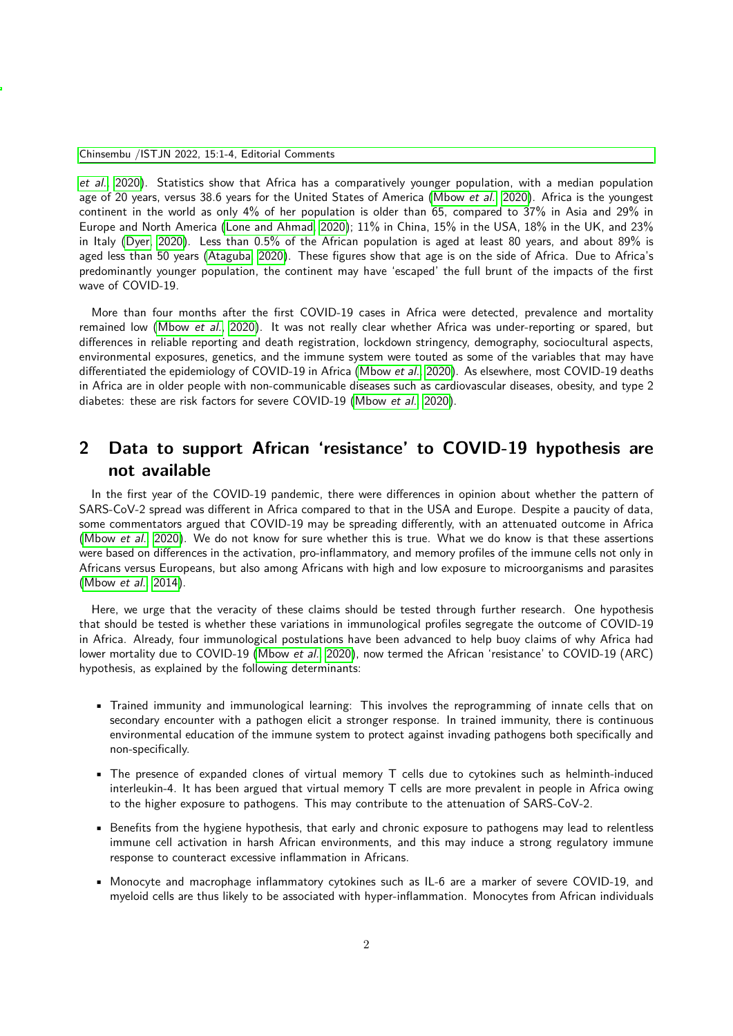*et al.*, 2020). Statistics show that Africa has a comparatively younger population, with a median population age of 20 years, versus 38.6 years for the United States of America (Mbow *et al.*, 2020). Africa is the youngest continent in the world as only 4% of her population is older than 65, compared to 37% in Asia and 29% in Europe and North America (Lone and Ahmad, 2020); 11% in China, 15% in the USA, 18% in the UK, and 23% in Italy (Dyer, 2020). Less than 0.5% of the African population is aged at least 80 years, and about 89% is aged less than 50 years (Ataguba, 2020). These figures show that age is on the side of Africa. Due to Africa's predominantly younger population, the continent may have 'escaped' the full brunt of the impacts of the first wave of COVID-19.

More than four months after the first COVID-19 cases in Africa were detected, prevalence and mortality remained low (Mbow *et al.*, 2020). It was not really clear whether Africa was under-reporting or spared, but differences in reliable reporting and death registration, lockdown stringency, demography, sociocultural aspects, environmental exposures, genetics, and the immune system were touted as some of the variables that may have differentiated the epidemiology of COVID-19 in Africa (Mbow *et al.*, 2020). As elsewhere, most COVID-19 deaths in Africa are in older people with non-communicable diseases such as cardiovascular diseases, obesity, and type 2 diabetes: these are risk factors for severe COVID-19 (Mbow *et al.*, 2020).

## 2 Data to support African 'resistance' to COVID-19 hypothesis are not available

In the first year of the COVID-19 pandemic, there were differences in opinion about whether the pattern of SARS-CoV-2 spread was different in Africa compared to that in the USA and Europe. Despite a paucity of data, some commentators argued that COVID-19 may be spreading differently, with an attenuated outcome in Africa (Mbow *et al.*, 2020). We do not know for sure whether this is true. What we do know is that these assertions were based on differences in the activation, pro-inflammatory, and memory profiles of the immune cells not only in Africans versus Europeans, but also among Africans with high and low exposure to microorganisms and parasites (Mbow *et al.*, 2014).

Here, we urge that the veracity of these claims should be tested through further research. One hypothesis that should be tested is whether these variations in immunological profiles segregate the outcome of COVID-19 in Africa. Already, four immunological postulations have been advanced to help buoy claims of why Africa had lower mortality due to COVID-19 (Mbow *et al.*, 2020), now termed the African 'resistance' to COVID-19 (ARC) hypothesis, as explained by the following determinants:

- Trained immunity and immunological learning: This involves the reprogramming of innate cells that on secondary encounter with a pathogen elicit a stronger response. In trained immunity, there is continuous environmental education of the immune system to protect against invading pathogens both specifically and non-specifically.
- The presence of expanded clones of virtual memory T cells due to cytokines such as helminth-induced interleukin-4. It has been argued that virtual memory T cells are more prevalent in people in Africa owing to the higher exposure to pathogens. This may contribute to the attenuation of SARS-CoV-2.
- Benefits from the hygiene hypothesis, that early and chronic exposure to pathogens may lead to relentless immune cell activation in harsh African environments, and this may induce a strong regulatory immune response to counteract excessive inflammation in Africans.
- Monocyte and macrophage inflammatory cytokines such as IL-6 are a marker of severe COVID-19, and myeloid cells are thus likely to be associated with hyper-inflammation. Monocytes from African individuals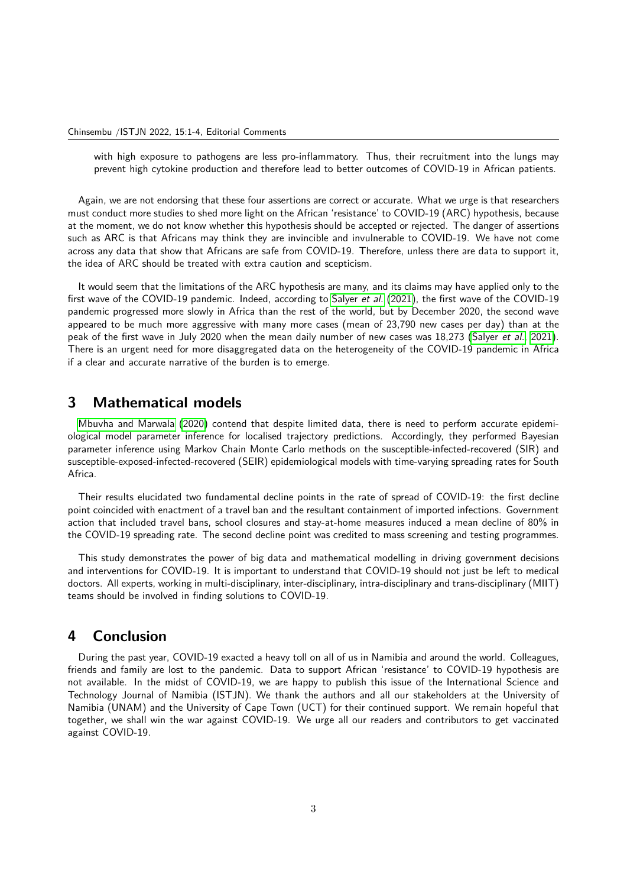with high exposure to pathogens are less pro-inflammatory. Thus, their recruitment into the lungs may prevent high cytokine production and therefore lead to better outcomes of COVID-19 in African patients.

Again, we are not endorsing that these four assertions are correct or accurate. What we urge is that researchers must conduct more studies to shed more light on the African 'resistance' to COVID-19 (ARC) hypothesis, because at the moment, we do not know whether this hypothesis should be accepted or rejected. The danger of assertions such as ARC is that Africans may think they are invincible and invulnerable to COVID-19. We have not come across any data that show that Africans are safe from COVID-19. Therefore, unless there are data to support it, the idea of ARC should be treated with extra caution and scepticism.

It would seem that the limitations of the ARC hypothesis are many, and its claims may have applied only to the first wave of the COVID-19 pandemic. Indeed, according to Salyer *et al.* (2021), the first wave of the COVID-19 pandemic progressed more slowly in Africa than the rest of the world, but by December 2020, the second wave appeared to be much more aggressive with many more cases (mean of 23,790 new cases per day) than at the peak of the first wave in July 2020 when the mean daily number of new cases was 18,273 (Salyer *et al.*, 2021). There is an urgent need for more disaggregated data on the heterogeneity of the COVID-19 pandemic in Africa if a clear and accurate narrative of the burden is to emerge.

## 3 Mathematical models

Mbuvha and Marwala (2020) contend that despite limited data, there is need to perform accurate epidemiological model parameter inference for localised trajectory predictions. Accordingly, they performed Bayesian parameter inference using Markov Chain Monte Carlo methods on the susceptible-infected-recovered (SIR) and susceptible-exposed-infected-recovered (SEIR) epidemiological models with time-varying spreading rates for South Africa.

Their results elucidated two fundamental decline points in the rate of spread of COVID-19: the first decline point coincided with enactment of a travel ban and the resultant containment of imported infections. Government action that included travel bans, school closures and stay-at-home measures induced a mean decline of 80% in the COVID-19 spreading rate. The second decline point was credited to mass screening and testing programmes.

This study demonstrates the power of big data and mathematical modelling in driving government decisions and interventions for COVID-19. It is important to understand that COVID-19 should not just be left to medical doctors. All experts, working in multi-disciplinary, inter-disciplinary, intra-disciplinary and trans-disciplinary (MIIT) teams should be involved in finding solutions to COVID-19.

## 4 Conclusion

During the past year, COVID-19 exacted a heavy toll on all of us in Namibia and around the world. Colleagues, friends and family are lost to the pandemic. Data to support African 'resistance' to COVID-19 hypothesis are not available. In the midst of COVID-19, we are happy to publish this issue of the International Science and Technology Journal of Namibia (ISTJN). We thank the authors and all our stakeholders at the University of Namibia (UNAM) and the University of Cape Town (UCT) for their continued support. We remain hopeful that together, we shall win the war against COVID-19. We urge all our readers and contributors to get vaccinated against COVID-19.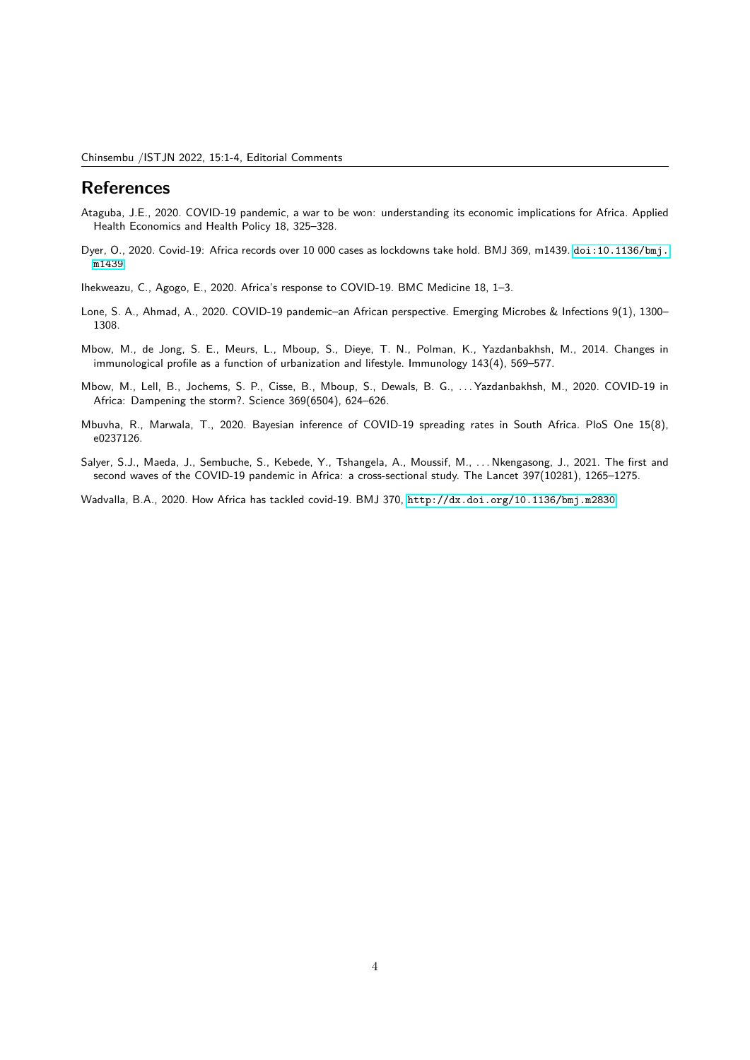## References

Ataguba, J.E., 2020. COVID-19 pandemic, a war to be won: understanding its economic implications for Africa. Applied Health Economics and Health Policy 18, 325–328.

Dyer, O., 2020. Covid-19: Africa records over 10 000 cases as lockdowns take hold. BMJ 369, m1439. doi:10.1136/bmj.m1439.

Ihekweazu, C., Agogo, E., 2020. Africa's response to COVID-19. BMC Medicine 18, 1–3.

Lone, S. A., Ahmad, A., 2020. COVID-19 pandemic–an African perspective. Emerging Microbes & Infections 9(1), 1300–1308.

Mbow, M., de Jong, S. E., Meurs, L., Mboup, S., Dieye, T. N., Polman, K., Yazdanbakhsh, M., 2014. Changes in immunological profile as a function of urbanization and lifestyle. Immunology 143(4), 569–577.

Mbow, M., Lell, B., Jochems, S. P., Cisse, B., Mboup, S., Dewals, B. G., . . . Yazdanbakhsh, M., 2020. COVID-19 in Africa: Dampening the storm?. Science 369(6504), 624–626.

Mbuvha, R., Marwala, T., 2020. Bayesian inference of COVID-19 spreading rates in South Africa. PloS One 15(8), e0237126.

Salyer, S.J., Maeda, J., Sembuche, S., Kebede, Y., Tshangela, A., Moussif, M., . . . Nkengasong, J., 2021. The first and second waves of the COVID-19 pandemic in Africa: a cross-sectional study. The Lancet 397(10281), 1265–1275.

Wadvalla, B.A., 2020. How Africa has tackled covid-19. BMJ 370, http://dx.doi.org/10.1136/bmj.m2830